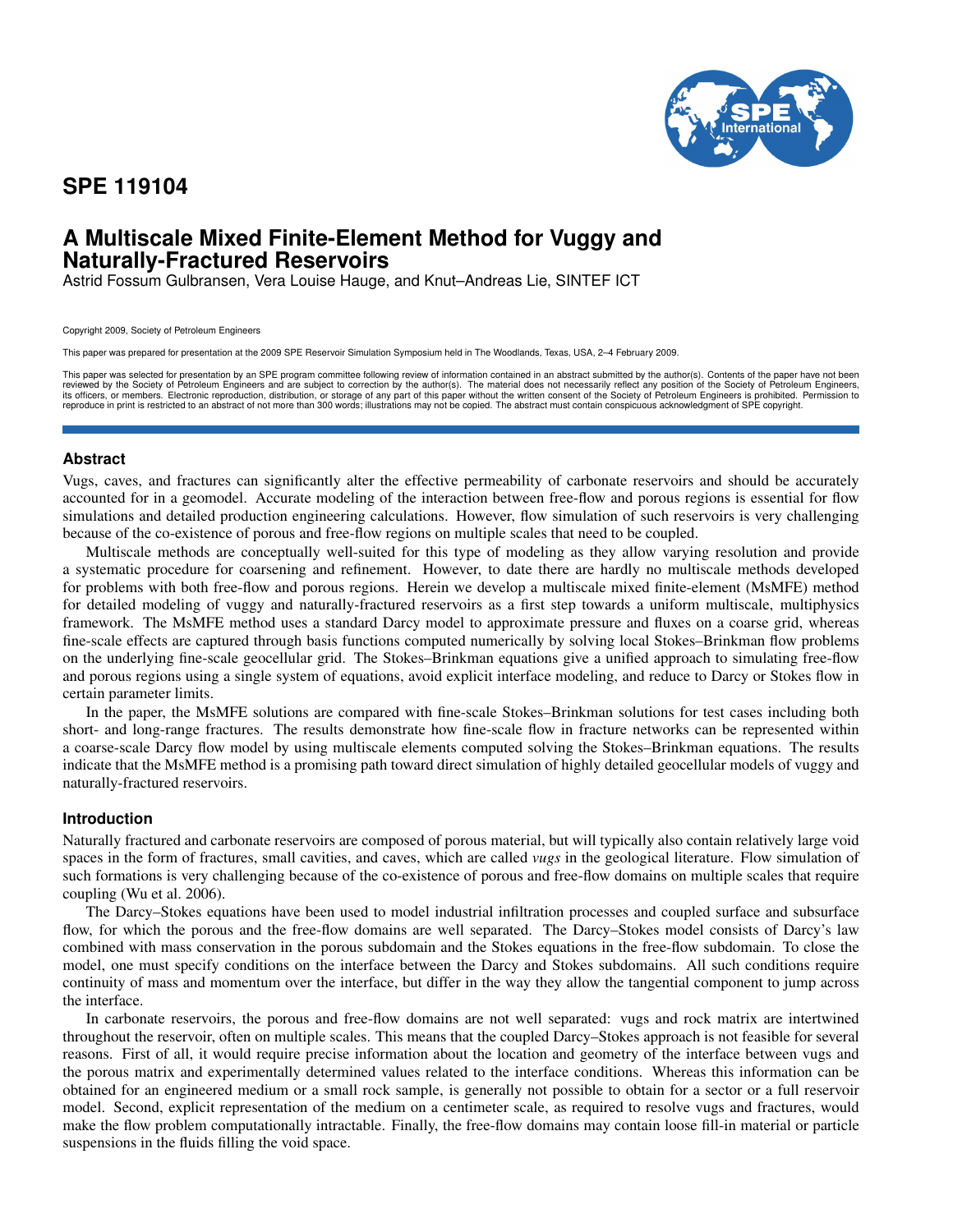# SPE 119104

# A Multiscale Mixed Finite-Element Method for Vuggy and Naturally-Fractured Reservoirs

Astrid Fossum Gulbransen, Vera Louise Hauge, and Knut–Andreas Lie, SINTEF ICT

Copyright 2009, Society of Petroleum Engineers

This paper was prepared for presentation at the 2009 SPE Reservoir Simulation Symposium held in The Woodlands, Texas, USA, 2–4 February 2009.

This paper was selected for presentation by an SPE program committee following review of information contained in an abstract submitted by the author(s). Contents of the paper have not been reviewed by the Society of Petroleum Engineers and are subject to correction by the author(s). The material does not necessarily reflect any position of the Society of Petroleum Engineers, its officers, or members. Electronic reproduction, distribution, or storage of any part of this paper without the written consent of the Society of Petroleum Engineers is prohibited. Permission to reproduce in print is restricted to an abstract of not more than 300 words; illustrations may not be copied. The abstract must contain conspicuous acknowledgment of SPE copyright.

## Abstract

Vugs, caves, and fractures can significantly alter the effective permeability of carbonate reservoirs and should be accurately accounted for in a geomodel. Accurate modeling of the interaction between free-flow and porous regions is essential for flow simulations and detailed production engineering calculations. However, flow simulation of such reservoirs is very challenging because of the co-existence of porous and free-flow regions on multiple scales that need to be coupled.

Multiscale methods are conceptually well-suited for this type of modeling as they allow varying resolution and provide a systematic procedure for coarsening and refinement. However, to date there are hardly no multiscale methods developed for problems with both free-flow and porous regions. Herein we develop a multiscale mixed finite-element (MsMFE) method for detailed modeling of vuggy and naturally-fractured reservoirs as a first step towards a uniform multiscale, multiphysics framework. The MsMFE method uses a standard Darcy model to approximate pressure and fluxes on a coarse grid, whereas fine-scale effects are captured through basis functions computed numerically by solving local Stokes–Brinkman flow problems on the underlying fine-scale geocellular grid. The Stokes–Brinkman equations give a unified approach to simulating free-flow and porous regions using a single system of equations, avoid explicit interface modeling, and reduce to Darcy or Stokes flow in certain parameter limits.

In the paper, the MsMFE solutions are compared with fine-scale Stokes–Brinkman solutions for test cases including both short- and long-range fractures. The results demonstrate how fine-scale flow in fracture networks can be represented within a coarse-scale Darcy flow model by using multiscale elements computed solving the Stokes–Brinkman equations. The results indicate that the MsMFE method is a promising path toward direct simulation of highly detailed geocellular models of vuggy and naturally-fractured reservoirs.

## Introduction

Naturally fractured and carbonate reservoirs are composed of porous material, but will typically also contain relatively large void spaces in the form of fractures, small cavities, and caves, which are called *vugs* in the geological literature. Flow simulation of such formations is very challenging because of the co-existence of porous and free-flow domains on multiple scales that require coupling (Wu et al. 2006).

The Darcy–Stokes equations have been used to model industrial infiltration processes and coupled surface and subsurface flow, for which the porous and the free-flow domains are well separated. The Darcy–Stokes model consists of Darcy's law combined with mass conservation in the porous subdomain and the Stokes equations in the free-flow subdomain. To close the model, one must specify conditions on the interface between the Darcy and Stokes subdomains. All such conditions require continuity of mass and momentum over the interface, but differ in the way they allow the tangential component to jump across the interface.

In carbonate reservoirs, the porous and free-flow domains are not well separated: vugs and rock matrix are intertwined throughout the reservoir, often on multiple scales. This means that the coupled Darcy–Stokes approach is not feasible for several reasons. First of all, it would require precise information about the location and geometry of the interface between vugs and the porous matrix and experimentally determined values related to the interface conditions. Whereas this information can be obtained for an engineered medium or a small rock sample, is generally not possible to obtain for a sector or a full reservoir model. Second, explicit representation of the medium on a centimeter scale, as required to resolve vugs and fractures, would make the flow problem computationally intractable. Finally, the free-flow domains may contain loose fill-in material or particle suspensions in the fluids filling the void space.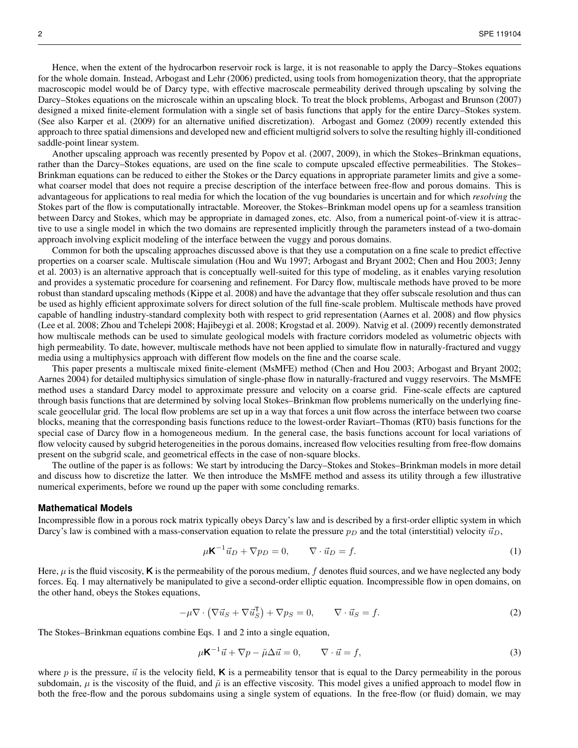Hence, when the extent of the hydrocarbon reservoir rock is large, it is not reasonable to apply the Darcy–Stokes equations for the whole domain. Instead, Arbogast and Lehr (2006) predicted, using tools from homogenization theory, that the appropriate macroscopic model would be of Darcy type, with effective macroscale permeability derived through upscaling by solving the Darcy–Stokes equations on the microscale within an upscaling block. To treat the block problems, Arbogast and Brunson (2007) designed a mixed finite-element formulation with a single set of basis functions that apply for the entire Darcy–Stokes system. (See also Karper et al. (2009) for an alternative unified discretization). Arbogast and Gomez (2009) recently extended this approach to three spatial dimensions and developed new and efficient multigrid solvers to solve the resulting highly ill-conditioned saddle-point linear system.

Another upscaling approach was recently presented by Popov et al. (2007, 2009), in which the Stokes–Brinkman equations, rather than the Darcy–Stokes equations, are used on the fine scale to compute upscaled effective permeabilities. The Stokes–Brinkman equations can be reduced to either the Stokes or the Darcy equations in appropriate parameter limits and give a somewhat coarser model that does not require a precise description of the interface between free-flow and porous domains. This is advantageous for applications to real media for which the location of the vug boundaries is uncertain and for which *resolving* the Stokes part of the flow is computationally intractable. Moreover, the Stokes–Brinkman model opens up for a seamless transition between Darcy and Stokes, which may be appropriate in damaged zones, etc. Also, from a numerical point-of-view it is attractive to use a single model in which the two domains are represented implicitly through the parameters instead of a two-domain approach involving explicit modeling of the interface between the vuggy and porous domains.

Common for both the upscaling approaches discussed above is that they use a computation on a fine scale to predict effective properties on a coarser scale. Multiscale simulation (Hou and Wu 1997; Arbogast and Bryant 2002; Chen and Hou 2003; Jenny et al. 2003) is an alternative approach that is conceptually well-suited for this type of modeling, as it enables varying resolution and provides a systematic procedure for coarsening and refinement. For Darcy flow, multiscale methods have proved to be more robust than standard upscaling methods (Kippe et al. 2008) and have the advantage that they offer subscale resolution and thus can be used as highly efficient approximate solvers for direct solution of the full fine-scale problem. Multiscale methods have proved capable of handling industry-standard complexity both with respect to grid representation (Aarnes et al. 2008) and flow physics (Lee et al. 2008; Zhou and Tchelepi 2008; Hajibeygi et al. 2008; Krogstad et al. 2009). Natvig et al. (2009) recently demonstrated how multiscale methods can be used to simulate geological models with fracture corridors modeled as volumetric objects with high permeability. To date, however, multiscale methods have not been applied to simulate flow in naturally-fractured and vuggy media using a multiphysics approach with different flow models on the fine and the coarse scale.

This paper presents a multiscale mixed finite-element (MsMFE) method (Chen and Hou 2003; Arbogast and Bryant 2002; Aarnes 2004) for detailed multiphysics simulation of single-phase flow in naturally-fractured and vuggy reservoirs. The MsMFE method uses a standard Darcy model to approximate pressure and velocity on a coarse grid. Fine-scale effects are captured through basis functions that are determined by solving local Stokes–Brinkman flow problems numerically on the underlying fine-scale geocellular grid. The local flow problems are set up in a way that forces a unit flow across the interface between two coarse blocks, meaning that the corresponding basis functions reduce to the lowest-order Raviart–Thomas (RT0) basis functions for the special case of Darcy flow in a homogeneous medium. In the general case, the basis functions account for local variations of flow velocity caused by subgrid heterogeneities in the porous domains, increased flow velocities resulting from free-flow domains present on the subgrid scale, and geometrical effects in the case of non-square blocks.

The outline of the paper is as follows: We start by introducing the Darcy–Stokes and Stokes–Brinkman models in more detail and discuss how to discretize the latter. We then introduce the MsMFE method and assess its utility through a few illustrative numerical experiments, before we round up the paper with some concluding remarks.

## Mathematical Models

Incompressible flow in a porous rock matrix typically obeys Darcy's law and is described by a first-order elliptic system in which Darcy's law is combined with a mass-conservation equation to relate the pressure $p_D$ and the total (interstitial) velocity $\vec{u}_D$,

$$\mu \mathbf{K}^{-1}\vec{u}_D + \nabla p_D = 0, \qquad \nabla \cdot \vec{u}_D = f. \tag{1}$$

Here, $\mu$ is the fluid viscosity, $\mathbf{K}$ is the permeability of the porous medium, $f$ denotes fluid sources, and we have neglected any body forces. Eq. 1 may alternatively be manipulated to give a second-order elliptic equation. Incompressible flow in open domains, on the other hand, obeys the Stokes equations,

$$-\mu \nabla \cdot \left(\nabla \vec{u}_S + \nabla \vec{u}_S^{\mathsf{T}}\right) + \nabla p_S = 0, \qquad \nabla \cdot \vec{u}_S = f. \tag{2}$$

The Stokes–Brinkman equations combine Eqs. 1 and 2 into a single equation,

$$\mu \mathbf{K}^{-1}\vec{u} + \nabla p - \tilde{\mu}\Delta \vec{u} = 0, \qquad \nabla \cdot \vec{u} = f, \tag{3}$$

where $p$ is the pressure, $\vec{u}$ is the velocity field, $\mathbf{K}$ is a permeability tensor that is equal to the Darcy permeability in the porous subdomain, $\mu$ is the viscosity of the fluid, and $\tilde{\mu}$ is an effective viscosity. This model gives a unified approach to model flow in both the free-flow and the porous subdomains using a single system of equations. In the free-flow (or fluid) domain, we may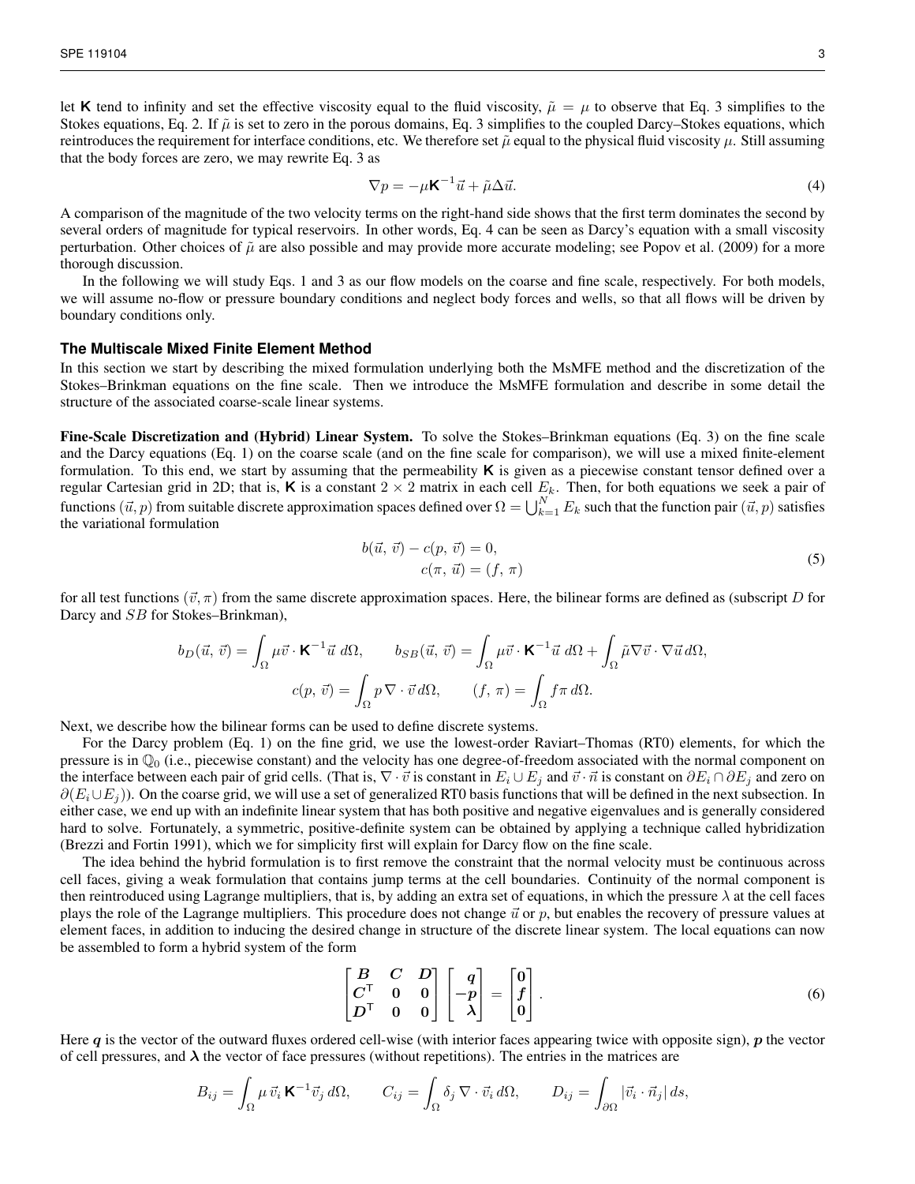let $\mathbf{K}$ tend to infinity and set the effective viscosity equal to the fluid viscosity, $\tilde{\mu} = \mu$ to observe that Eq. 3 simplifies to the Stokes equations, Eq. 2. If $\tilde{\mu}$ is set to zero in the porous domains, Eq. 3 simplifies to the coupled Darcy–Stokes equations, which reintroduces the requirement for interface conditions, etc. We therefore set $\tilde{\mu}$ equal to the physical fluid viscosity $\mu$. Still assuming that the body forces are zero, we may rewrite Eq. 3 as

$$\nabla p = -\mu \mathbf{K}^{-1}\vec{u} + \tilde{\mu}\Delta\vec{u}. \tag{4}$$

A comparison of the magnitude of the two velocity terms on the right-hand side shows that the first term dominates the second by several orders of magnitude for typical reservoirs. In other words, Eq. 4 can be seen as Darcy's equation with a small viscosity perturbation. Other choices of $\tilde{\mu}$ are also possible and may provide more accurate modeling; see Popov et al. (2009) for a more thorough discussion.

In the following we will study Eqs. 1 and 3 as our flow models on the coarse and fine scale, respectively. For both models, we will assume no-flow or pressure boundary conditions and neglect body forces and wells, so that all flows will be driven by boundary conditions only.

## The Multiscale Mixed Finite Element Method

In this section we start by describing the mixed formulation underlying both the MsMFE method and the discretization of the Stokes–Brinkman equations on the fine scale. Then we introduce the MsMFE formulation and describe in some detail the structure of the associated coarse-scale linear systems.

**Fine-Scale Discretization and (Hybrid) Linear System.** To solve the Stokes–Brinkman equations (Eq. 3) on the fine scale and the Darcy equations (Eq. 1) on the coarse scale (and on the fine scale for comparison), we will use a mixed finite-element formulation. To this end, we start by assuming that the permeability $\mathbf{K}$ is given as a piecewise constant tensor defined over a regular Cartesian grid in 2D; that is, $\mathbf{K}$ is a constant $2 \times 2$ matrix in each cell $E_k$. Then, for both equations we seek a pair of functions $(\vec{u}, p)$ from suitable discrete approximation spaces defined over $\Omega = \bigcup_{k=1}^{N} E_k$ such that the function pair $(\vec{u}, p)$ satisfies the variational formulation

$$\begin{aligned} b(\vec{u},\, \vec{v}) - c(p,\, \vec{v}) &= 0, \\ c(\pi,\, \vec{u}) &= (f,\, \pi) \end{aligned} \tag{5}$$

for all test functions $(\vec{v}, \pi)$ from the same discrete approximation spaces. Here, the bilinear forms are defined as (subscript $D$ for Darcy and $SB$ for Stokes–Brinkman),

$$b_D(\vec{u},\, \vec{v}) = \int_\Omega \mu \vec{v} \cdot \mathbf{K}^{-1}\vec{u}\; d\Omega, \qquad b_{SB}(\vec{u},\, \vec{v}) = \int_\Omega \mu \vec{v} \cdot \mathbf{K}^{-1}\vec{u}\; d\Omega + \int_\Omega \tilde{\mu} \nabla\vec{v} \cdot \nabla\vec{u}\, d\Omega,$$

$$c(p,\, \vec{v}) = \int_\Omega p\, \nabla \cdot \vec{v}\, d\Omega, \qquad (f,\, \pi) = \int_\Omega f\pi\, d\Omega.$$

Next, we describe how the bilinear forms can be used to define discrete systems.

For the Darcy problem (Eq. 1) on the fine grid, we use the lowest-order Raviart–Thomas (RT0) elements, for which the pressure is in $\mathbb{Q}_0$ (i.e., piecewise constant) and the velocity has one degree-of-freedom associated with the normal component on the interface between each pair of grid cells. (That is, $\nabla \cdot \vec{v}$ is constant in $E_i \cup E_j$ and $\vec{v} \cdot \vec{n}$ is constant on $\partial E_i \cap \partial E_j$ and zero on $\partial(E_i \cup E_j)$). On the coarse grid, we will use a set of generalized RT0 basis functions that will be defined in the next subsection. In either case, we end up with an indefinite linear system that has both positive and negative eigenvalues and is generally considered hard to solve. Fortunately, a symmetric, positive-definite system can be obtained by applying a technique called hybridization (Brezzi and Fortin 1991), which we for simplicity first will explain for Darcy flow on the fine scale.

The idea behind the hybrid formulation is to first remove the constraint that the normal velocity must be continuous across cell faces, giving a weak formulation that contains jump terms at the cell boundaries. Continuity of the normal component is then reintroduced using Lagrange multipliers, that is, by adding an extra set of equations, in which the pressure $\lambda$ at the cell faces plays the role of the Lagrange multipliers. This procedure does not change $\vec{u}$ or $p$, but enables the recovery of pressure values at element faces, in addition to inducing the desired change in structure of the discrete linear system. The local equations can now be assembled to form a hybrid system of the form

$$\begin{bmatrix} \boldsymbol{B} & \boldsymbol{C} & \boldsymbol{D} \\ \boldsymbol{C}^\mathsf{T} & \boldsymbol{0} & \boldsymbol{0} \\ \boldsymbol{D}^\mathsf{T} & \boldsymbol{0} & \boldsymbol{0} \end{bmatrix} \begin{bmatrix} \boldsymbol{q} \\ -\boldsymbol{p} \\ \boldsymbol{\lambda} \end{bmatrix} = \begin{bmatrix} \boldsymbol{0} \\ \boldsymbol{f} \\ \boldsymbol{0} \end{bmatrix}. \tag{6}$$

Here $\boldsymbol{q}$ is the vector of the outward fluxes ordered cell-wise (with interior faces appearing twice with opposite sign), $\boldsymbol{p}$ the vector of cell pressures, and $\boldsymbol{\lambda}$ the vector of face pressures (without repetitions). The entries in the matrices are

$$B_{ij} = \int_\Omega \mu\, \vec{v}_i\, \mathbf{K}^{-1}\vec{v}_j\, d\Omega, \qquad C_{ij} = \int_\Omega \delta_j\, \nabla \cdot \vec{v}_i\, d\Omega, \qquad D_{ij} = \int_{\partial\Omega} |\vec{v}_i \cdot \vec{n}_j|\, ds,$$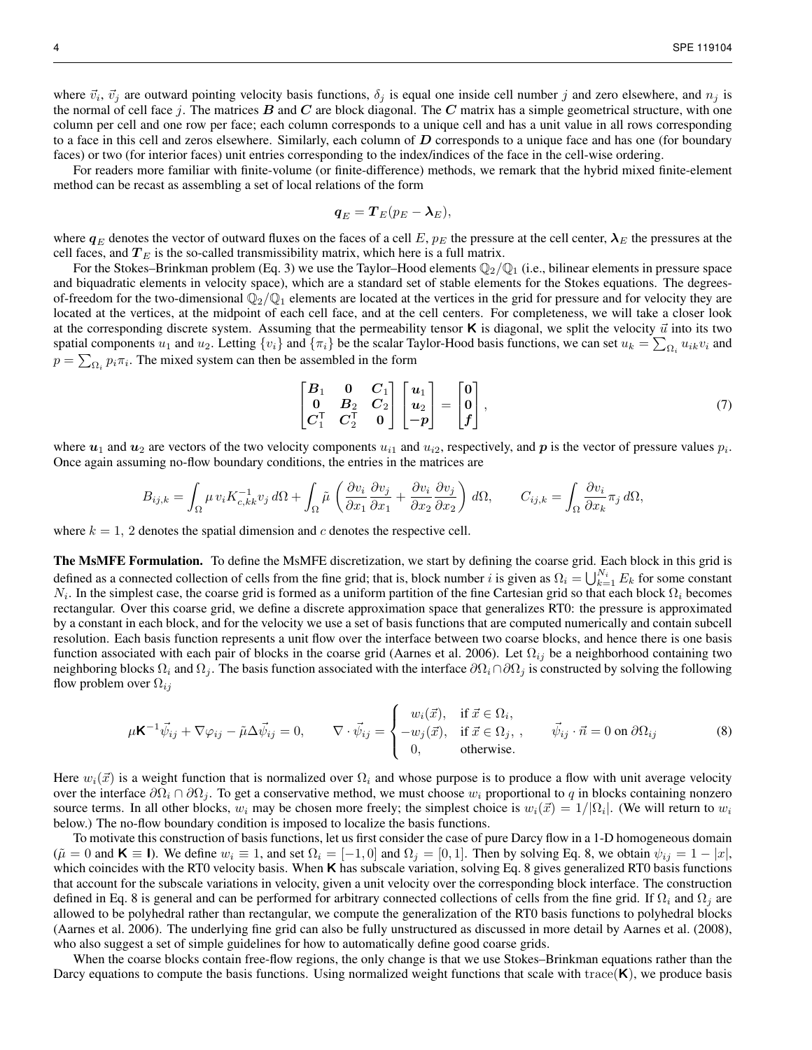where $\vec{v}_i$, $\vec{v}_j$ are outward pointing velocity basis functions, $\delta_j$ is equal one inside cell number $j$ and zero elsewhere, and $n_j$ is the normal of cell face $j$. The matrices $\boldsymbol{B}$ and $\boldsymbol{C}$ are block diagonal. The $\boldsymbol{C}$ matrix has a simple geometrical structure, with one column per cell and one row per face; each column corresponds to a unique cell and has a unit value in all rows corresponding to a face in this cell and zeros elsewhere. Similarly, each column of $\boldsymbol{D}$ corresponds to a unique face and has one (for boundary faces) or two (for interior faces) unit entries corresponding to the index/indices of the face in the cell-wise ordering.

For readers more familiar with finite-volume (or finite-difference) methods, we remark that the hybrid mixed finite-element method can be recast as assembling a set of local relations of the form

$$\boldsymbol{q}_E = \boldsymbol{T}_E(p_E - \boldsymbol{\lambda}_E),$$

where $\boldsymbol{q}_E$ denotes the vector of outward fluxes on the faces of a cell $E$, $p_E$ the pressure at the cell center, $\boldsymbol{\lambda}_E$ the pressures at the cell faces, and $\boldsymbol{T}_E$ is the so-called transmissibility matrix, which here is a full matrix.

For the Stokes–Brinkman problem (Eq. 3) we use the Taylor–Hood elements $\mathbb{Q}_2/\mathbb{Q}_1$ (i.e., bilinear elements in pressure space and biquadratic elements in velocity space), which are a standard set of stable elements for the Stokes equations. The degrees-of-freedom for the two-dimensional $\mathbb{Q}_2/\mathbb{Q}_1$ elements are located at the vertices in the grid for pressure and for velocity they are located at the vertices, at the midpoint of each cell face, and at the cell centers. For completeness, we will take a closer look at the corresponding discrete system. Assuming that the permeability tensor $\mathsf{K}$ is diagonal, we split the velocity $\vec{u}$ into its two spatial components $u_1$ and $u_2$. Letting $\{v_i\}$ and $\{\pi_i\}$ be the scalar Taylor-Hood basis functions, we can set $u_k = \sum_{\Omega_i} u_{ik} v_i$ and $p = \sum_{\Omega_i} p_i \pi_i$. The mixed system can then be assembled in the form

$$\begin{bmatrix} \boldsymbol{B}_1 & \boldsymbol{0} & \boldsymbol{C}_1 \\ \boldsymbol{0} & \boldsymbol{B}_2 & \boldsymbol{C}_2 \\ \boldsymbol{C}_1^{\mathsf{T}} & \boldsymbol{C}_2^{\mathsf{T}} & \boldsymbol{0} \end{bmatrix} \begin{bmatrix} \boldsymbol{u}_1 \\ \boldsymbol{u}_2 \\ -\boldsymbol{p} \end{bmatrix} = \begin{bmatrix} \boldsymbol{0} \\ \boldsymbol{0} \\ \boldsymbol{f} \end{bmatrix}, \tag{7}$$

where $\boldsymbol{u}_1$ and $\boldsymbol{u}_2$ are vectors of the two velocity components $u_{i1}$ and $u_{i2}$, respectively, and $\boldsymbol{p}$ is the vector of pressure values $p_i$. Once again assuming no-flow boundary conditions, the entries in the matrices are

$$B_{ij,k} = \int_\Omega \mu\, v_i K_{c,kk}^{-1} v_j \, d\Omega + \int_\Omega \tilde{\mu} \left( \frac{\partial v_i}{\partial x_1}\frac{\partial v_j}{\partial x_1} + \frac{\partial v_i}{\partial x_2}\frac{\partial v_j}{\partial x_2} \right) d\Omega, \qquad C_{ij,k} = \int_\Omega \frac{\partial v_i}{\partial x_k} \pi_j \, d\Omega,$$

where $k = 1, 2$ denotes the spatial dimension and $c$ denotes the respective cell.

**The MsMFE Formulation.** To define the MsMFE discretization, we start by defining the coarse grid. Each block in this grid is defined as a connected collection of cells from the fine grid; that is, block number $i$ is given as $\Omega_i = \bigcup_{k=1}^{N_i} E_k$ for some constant $N_i$. In the simplest case, the coarse grid is formed as a uniform partition of the fine Cartesian grid so that each block $\Omega_i$ becomes rectangular. Over this coarse grid, we define a discrete approximation space that generalizes RT0: the pressure is approximated by a constant in each block, and for the velocity we use a set of basis functions that are computed numerically and contain subcell resolution. Each basis function represents a unit flow over the interface between two coarse blocks, and hence there is one basis function associated with each pair of blocks in the coarse grid (Aarnes et al. 2006). Let $\Omega_{ij}$ be a neighborhood containing two neighboring blocks $\Omega_i$ and $\Omega_j$. The basis function associated with the interface $\partial\Omega_i \cap \partial\Omega_j$ is constructed by solving the following flow problem over $\Omega_{ij}$

$$\mu \mathsf{K}^{-1}\vec{\psi}_{ij} + \nabla\varphi_{ij} - \tilde{\mu}\Delta\vec{\psi}_{ij} = 0, \qquad \nabla\cdot\vec{\psi}_{ij} = \begin{cases} w_i(\vec{x}), & \text{if } \vec{x} \in \Omega_i, \\ -w_j(\vec{x}), & \text{if } \vec{x} \in \Omega_j, \, , \\ 0, & \text{otherwise.} \end{cases} \qquad \vec{\psi}_{ij}\cdot\vec{n} = 0 \text{ on } \partial\Omega_{ij} \tag{8}$$

Here $w_i(\vec{x})$ is a weight function that is normalized over $\Omega_i$ and whose purpose is to produce a flow with unit average velocity over the interface $\partial\Omega_i \cap \partial\Omega_j$. To get a conservative method, we must choose $w_i$ proportional to $q$ in blocks containing nonzero source terms. In all other blocks, $w_i$ may be chosen more freely; the simplest choice is $w_i(\vec{x}) = 1/|\Omega_i|$. (We will return to $w_i$ below.) The no-flow boundary condition is imposed to localize the basis functions.

To motivate this construction of basis functions, let us first consider the case of pure Darcy flow in a 1-D homogeneous domain ($\tilde{\mu} = 0$ and $\mathsf{K} \equiv \mathsf{I}$). We define $w_i \equiv 1$, and set $\Omega_i = [-1, 0]$ and $\Omega_j = [0, 1]$. Then by solving Eq. 8, we obtain $\psi_{ij} = 1 - |x|$, which coincides with the RT0 velocity basis. When $\mathsf{K}$ has subscale variation, solving Eq. 8 gives generalized RT0 basis functions that account for the subscale variations in velocity, given a unit velocity over the corresponding block interface. The construction defined in Eq. 8 is general and can be performed for arbitrary connected collections of cells from the fine grid. If $\Omega_i$ and $\Omega_j$ are allowed to be polyhedral rather than rectangular, we compute the generalization of the RT0 basis functions to polyhedral blocks (Aarnes et al. 2006). The underlying fine grid can also be fully unstructured as discussed in more detail by Aarnes et al. (2008), who also suggest a set of simple guidelines for how to automatically define good coarse grids.

When the coarse blocks contain free-flow regions, the only change is that we use Stokes–Brinkman equations rather than the Darcy equations to compute the basis functions. Using normalized weight functions that scale with $\mathrm{trace}(\mathsf{K})$, we produce basis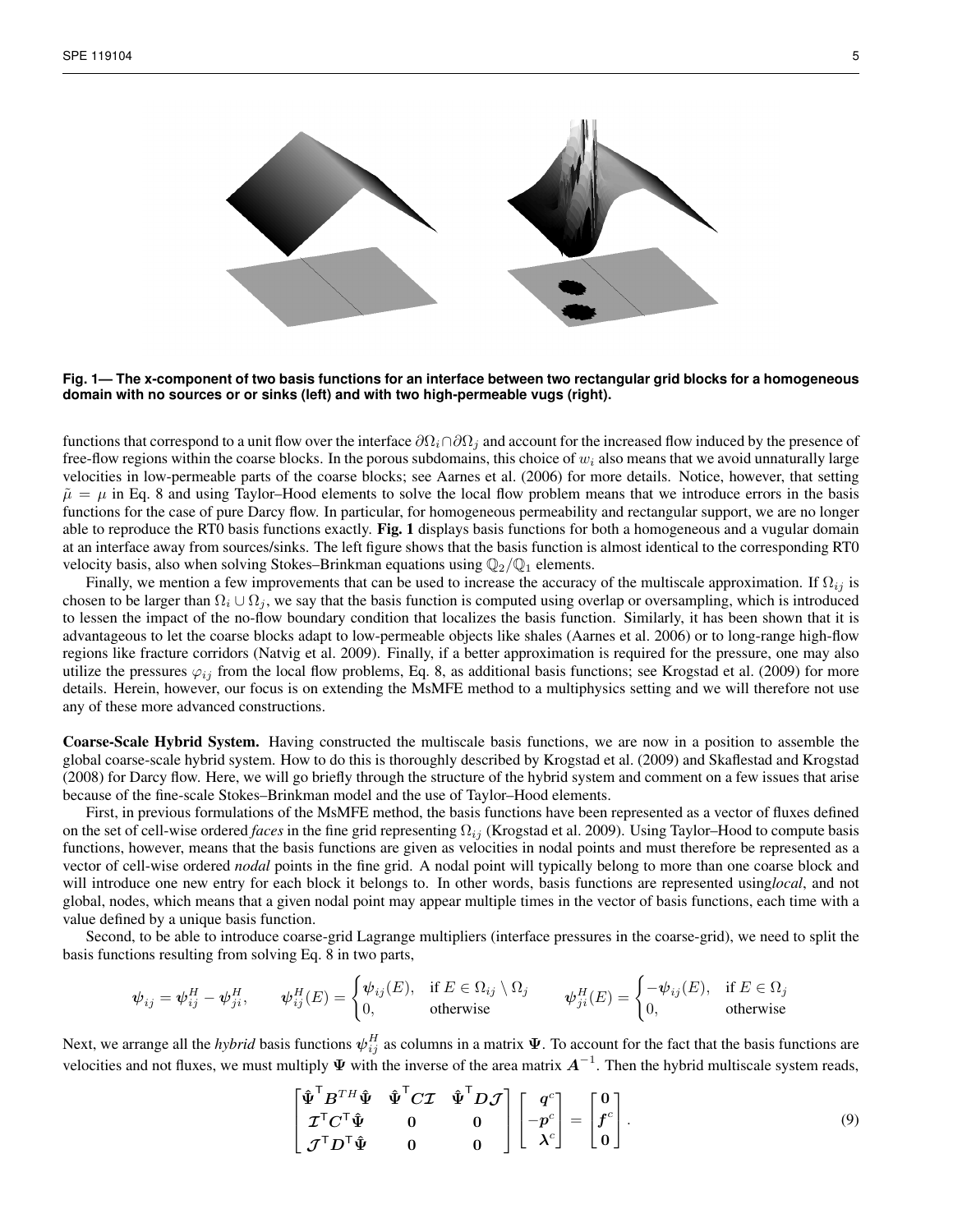**Fig. 1— The x-component of two basis functions for an interface between two rectangular grid blocks for a homogeneous domain with no sources or or sinks (left) and with two high-permeable vugs (right).**

functions that correspond to a unit flow over the interface $\partial\Omega_i \cap \partial\Omega_j$ and account for the increased flow induced by the presence of free-flow regions within the coarse blocks. In the porous subdomains, this choice of $w_i$ also means that we avoid unnaturally large velocities in low-permeable parts of the coarse blocks; see Aarnes et al. (2006) for more details. Notice, however, that setting $\tilde{\mu} = \mu$ in Eq. 8 and using Taylor–Hood elements to solve the local flow problem means that we introduce errors in the basis functions for the case of pure Darcy flow. In particular, for homogeneous permeability and rectangular support, we are no longer able to reproduce the RT0 basis functions exactly. **Fig. 1** displays basis functions for both a homogeneous and a vugular domain at an interface away from sources/sinks. The left figure shows that the basis function is almost identical to the corresponding RT0 velocity basis, also when solving Stokes–Brinkman equations using $\mathbb{Q}_2/\mathbb{Q}_1$ elements.

Finally, we mention a few improvements that can be used to increase the accuracy of the multiscale approximation. If $\Omega_{ij}$ is chosen to be larger than $\Omega_i \cup \Omega_j$, we say that the basis function is computed using overlap or oversampling, which is introduced to lessen the impact of the no-flow boundary condition that localizes the basis function. Similarly, it has been shown that it is advantageous to let the coarse blocks adapt to low-permeable objects like shales (Aarnes et al. 2006) or to long-range high-flow regions like fracture corridors (Natvig et al. 2009). Finally, if a better approximation is required for the pressure, one may also utilize the pressures $\varphi_{ij}$ from the local flow problems, Eq. 8, as additional basis functions; see Krogstad et al. (2009) for more details. Herein, however, our focus is on extending the MsMFE method to a multiphysics setting and we will therefore not use any of these more advanced constructions.

**Coarse-Scale Hybrid System.** Having constructed the multiscale basis functions, we are now in a position to assemble the global coarse-scale hybrid system. How to do this is thoroughly described by Krogstad et al. (2009) and Skaflestad and Krogstad (2008) for Darcy flow. Here, we will go briefly through the structure of the hybrid system and comment on a few issues that arise because of the fine-scale Stokes–Brinkman model and the use of Taylor–Hood elements.

First, in previous formulations of the MsMFE method, the basis functions have been represented as a vector of fluxes defined on the set of cell-wise ordered *faces* in the fine grid representing $\Omega_{ij}$ (Krogstad et al. 2009). Using Taylor–Hood to compute basis functions, however, means that the basis functions are given as velocities in nodal points and must therefore be represented as a vector of cell-wise ordered *nodal* points in the fine grid. A nodal point will typically belong to more than one coarse block and will introduce one new entry for each block it belongs to. In other words, basis functions are represented using*local*, and not global, nodes, which means that a given nodal point may appear multiple times in the vector of basis functions, each time with a value defined by a unique basis function.

Second, to be able to introduce coarse-grid Lagrange multipliers (interface pressures in the coarse-grid), we need to split the basis functions resulting from solving Eq. 8 in two parts,

$$\boldsymbol{\psi}_{ij} = \boldsymbol{\psi}_{ij}^H - \boldsymbol{\psi}_{ji}^H, \qquad \boldsymbol{\psi}_{ij}^H(E) = \begin{cases} \boldsymbol{\psi}_{ij}(E), & \text{if } E \in \Omega_{ij} \setminus \Omega_j \\ 0, & \text{otherwise} \end{cases} \qquad \boldsymbol{\psi}_{ji}^H(E) = \begin{cases} -\boldsymbol{\psi}_{ij}(E), & \text{if } E \in \Omega_j \\ 0, & \text{otherwise} \end{cases}$$

Next, we arrange all the *hybrid* basis functions $\boldsymbol{\psi}_{ij}^H$ as columns in a matrix $\boldsymbol{\Psi}$. To account for the fact that the basis functions are velocities and not fluxes, we must multiply $\boldsymbol{\Psi}$ with the inverse of the area matrix $\boldsymbol{A}^{-1}$. Then the hybrid multiscale system reads,

$$\begin{bmatrix} \hat{\boldsymbol{\Psi}}^{\mathsf{T}} \boldsymbol{B}^{TH} \hat{\boldsymbol{\Psi}} & \hat{\boldsymbol{\Psi}}^{\mathsf{T}} \boldsymbol{C} \boldsymbol{\mathcal{I}} & \hat{\boldsymbol{\Psi}}^{\mathsf{T}} \boldsymbol{D} \boldsymbol{\mathcal{J}} \\ \boldsymbol{\mathcal{I}}^{\mathsf{T}} \boldsymbol{C}^{\mathsf{T}} \hat{\boldsymbol{\Psi}} & \mathbf{0} & \mathbf{0} \\ \boldsymbol{\mathcal{J}}^{\mathsf{T}} \boldsymbol{D}^{\mathsf{T}} \hat{\boldsymbol{\Psi}} & \mathbf{0} & \mathbf{0} \end{bmatrix} \begin{bmatrix} \boldsymbol{q}^c \\ -\boldsymbol{p}^c \\ \boldsymbol{\lambda}^c \end{bmatrix} = \begin{bmatrix} \mathbf{0} \\ \boldsymbol{f}^c \\ \mathbf{0} \end{bmatrix}. \tag{9}$$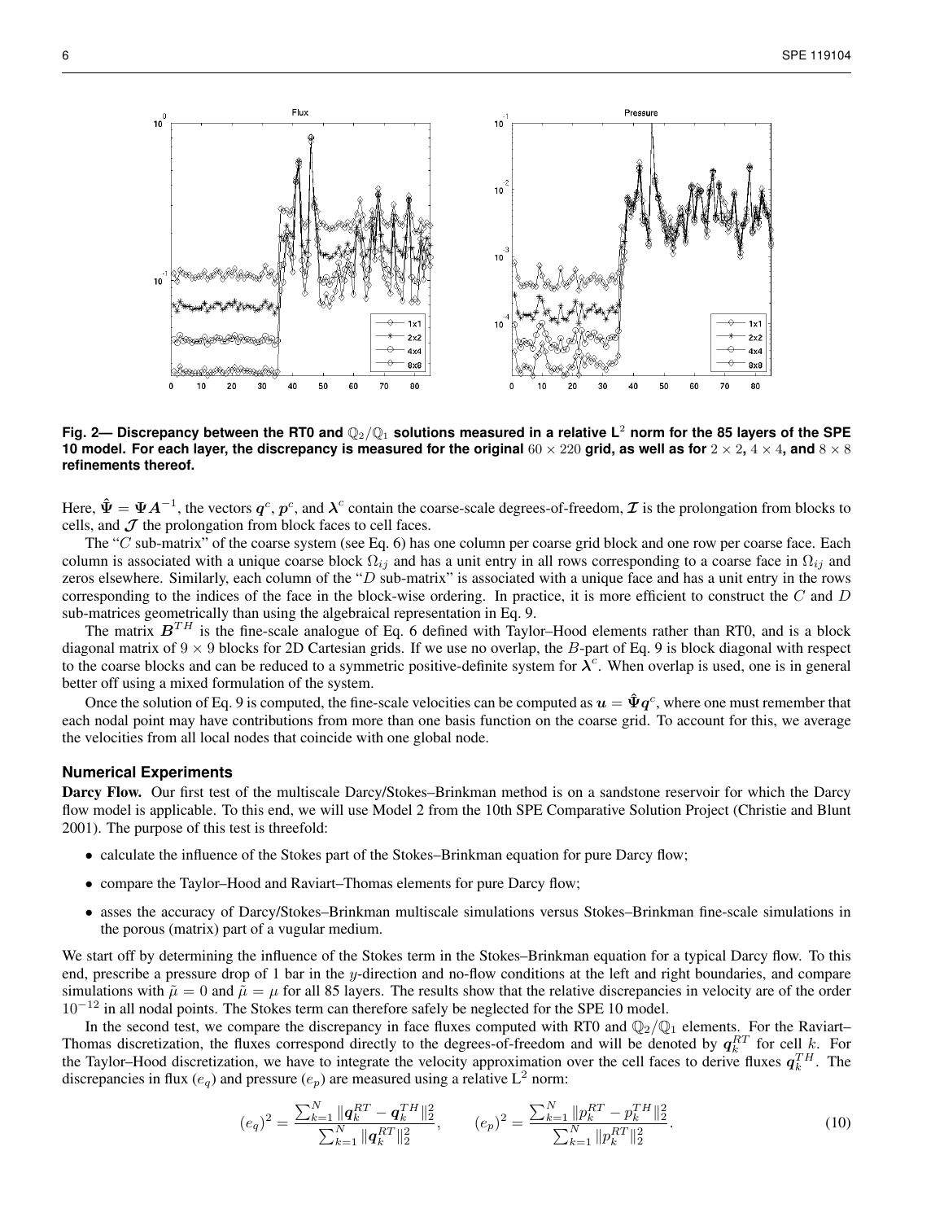Flux

$10^0$

$10^{-1}$

0 10 20 30 40 50 60 70 80

1x1
2x2
4x4
8x8

Pressure

$10^{-1}$

$10^{-2}$

$10^{-3}$

$10^{-4}$

0 10 20 30 40 50 60 70 80

1x1
2x2
4x4
8x8

**Fig. 2— Discrepancy between the RT0 and $\mathbb{Q}_2/\mathbb{Q}_1$ solutions measured in a relative $L^2$ norm for the 85 layers of the SPE 10 model. For each layer, the discrepancy is measured for the original $60 \times 220$ grid, as well as for $2 \times 2$, $4 \times 4$, and $8 \times 8$ refinements thereof.**

Here, $\hat{\boldsymbol{\Psi}} = \boldsymbol{\Psi}\boldsymbol{A}^{-1}$, the vectors $\boldsymbol{q}^c$, $\boldsymbol{p}^c$, and $\boldsymbol{\lambda}^c$ contain the coarse-scale degrees-of-freedom, $\boldsymbol{\mathcal{I}}$ is the prolongation from blocks to cells, and $\boldsymbol{\mathcal{J}}$ the prolongation from block faces to cell faces.

The "$C$ sub-matrix" of the coarse system (see Eq. 6) has one column per coarse grid block and one row per coarse face. Each column is associated with a unique coarse block $\Omega_{ij}$ and has a unit entry in all rows corresponding to a coarse face in $\Omega_{ij}$ and zeros elsewhere. Similarly, each column of the "$D$ sub-matrix" is associated with a unique face and has a unit entry in the rows corresponding to the indices of the face in the block-wise ordering. In practice, it is more efficient to construct the $C$ and $D$ sub-matrices geometrically than using the algebraical representation in Eq. 9.

The matrix $\boldsymbol{B}^{TH}$ is the fine-scale analogue of Eq. 6 defined with Taylor–Hood elements rather than RT0, and is a block diagonal matrix of $9 \times 9$ blocks for 2D Cartesian grids. If we use no overlap, the $B$-part of Eq. 9 is block diagonal with respect to the coarse blocks and can be reduced to a symmetric positive-definite system for $\boldsymbol{\lambda}^c$. When overlap is used, one is in general better off using a mixed formulation of the system.

Once the solution of Eq. 9 is computed, the fine-scale velocities can be computed as $\boldsymbol{u} = \hat{\boldsymbol{\Psi}}\boldsymbol{q}^c$, where one must remember that each nodal point may have contributions from more than one basis function on the coarse grid. To account for this, we average the velocities from all local nodes that coincide with one global node.

## Numerical Experiments

**Darcy Flow.** Our first test of the multiscale Darcy/Stokes–Brinkman method is on a sandstone reservoir for which the Darcy flow model is applicable. To this end, we will use Model 2 from the 10th SPE Comparative Solution Project (Christie and Blunt 2001). The purpose of this test is threefold:

- calculate the influence of the Stokes part of the Stokes–Brinkman equation for pure Darcy flow;
- compare the Taylor–Hood and Raviart–Thomas elements for pure Darcy flow;
- asses the accuracy of Darcy/Stokes–Brinkman multiscale simulations versus Stokes–Brinkman fine-scale simulations in the porous (matrix) part of a vugular medium.

We start off by determining the influence of the Stokes term in the Stokes–Brinkman equation for a typical Darcy flow. To this end, prescribe a pressure drop of 1 bar in the $y$-direction and no-flow conditions at the left and right boundaries, and compare simulations with $\tilde{\mu} = 0$ and $\tilde{\mu} = \mu$ for all 85 layers. The results show that the relative discrepancies in velocity are of the order $10^{-12}$ in all nodal points. The Stokes term can therefore safely be neglected for the SPE 10 model.

In the second test, we compare the discrepancy in face fluxes computed with RT0 and $\mathbb{Q}_2/\mathbb{Q}_1$ elements. For the Raviart–Thomas discretization, the fluxes correspond directly to the degrees-of-freedom and will be denoted by $\boldsymbol{q}_k^{RT}$ for cell $k$. For the Taylor–Hood discretization, we have to integrate the velocity approximation over the cell faces to derive fluxes $\boldsymbol{q}_k^{TH}$. The discrepancies in flux ($e_q$) and pressure ($e_p$) are measured using a relative $L^2$ norm:

$$(e_q)^2 = \frac{\sum_{k=1}^{N} \|\boldsymbol{q}_k^{RT} - \boldsymbol{q}_k^{TH}\|_2^2}{\sum_{k=1}^{N} \|\boldsymbol{q}_k^{RT}\|_2^2}, \qquad (e_p)^2 = \frac{\sum_{k=1}^{N} \|p_k^{RT} - p_k^{TH}\|_2^2}{\sum_{k=1}^{N} \|p_k^{RT}\|_2^2}. \tag{10}$$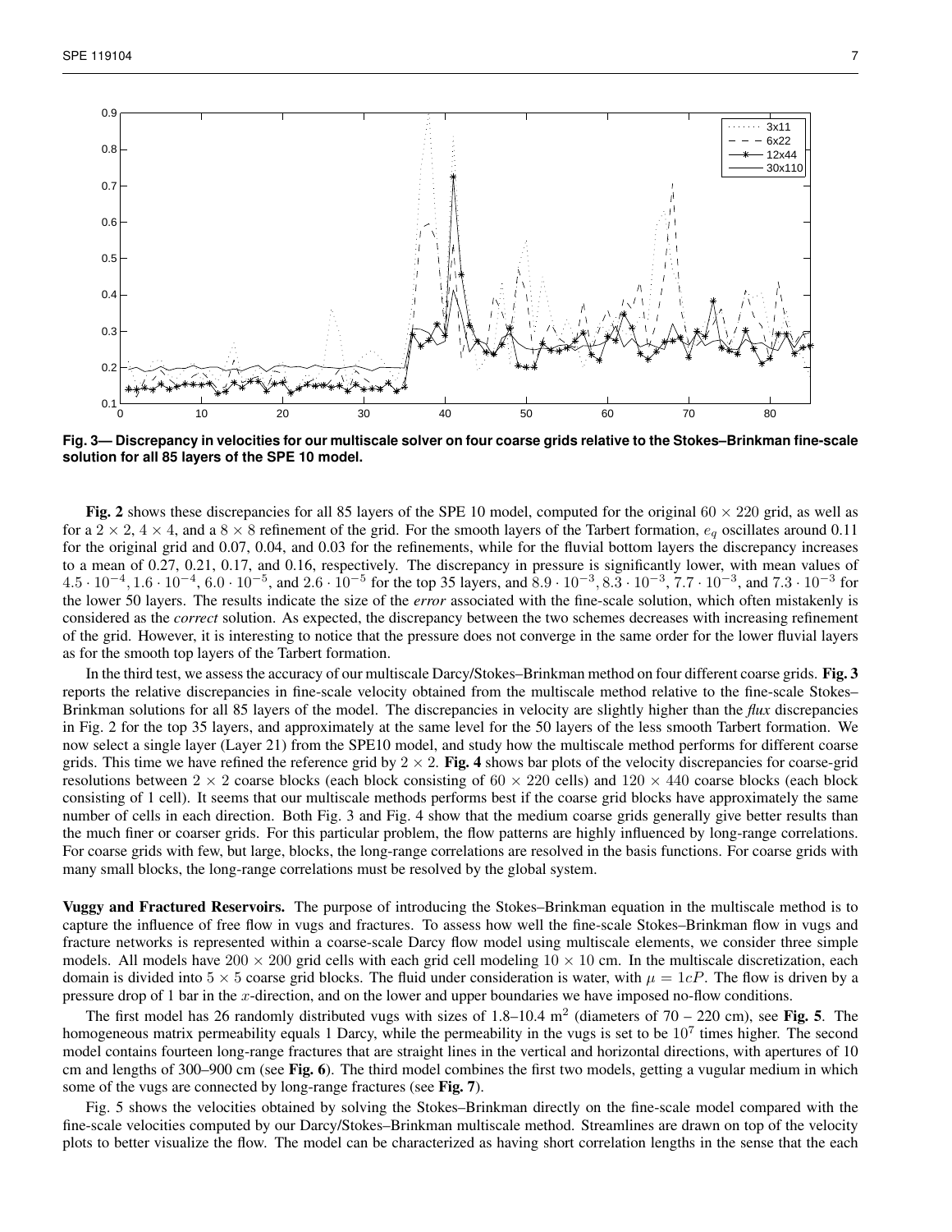0.9
0.8
0.7
0.6
0.5
0.4
0.3
0.2
0.1

0 10 20 30 40 50 60 70 80

3x11
6x22
12x44
30x110

**Fig. 3— Discrepancy in velocities for our multiscale solver on four coarse grids relative to the Stokes–Brinkman fine-scale solution for all 85 layers of the SPE 10 model.**

**Fig. 2** shows these discrepancies for all 85 layers of the SPE 10 model, computed for the original $60 \times 220$ grid, as well as for a $2 \times 2$, $4 \times 4$, and a $8 \times 8$ refinement of the grid. For the smooth layers of the Tarbert formation, $e_q$ oscillates around 0.11 for the original grid and 0.07, 0.04, and 0.03 for the refinements, while for the fluvial bottom layers the discrepancy increases to a mean of 0.27, 0.21, 0.17, and 0.16, respectively. The discrepancy in pressure is significantly lower, with mean values of $4.5 \cdot 10^{-4}, 1.6 \cdot 10^{-4}$, $6.0 \cdot 10^{-5}$, and $2.6 \cdot 10^{-5}$ for the top 35 layers, and $8.9 \cdot 10^{-3}, 8.3 \cdot 10^{-3}$, $7.7 \cdot 10^{-3}$, and $7.3 \cdot 10^{-3}$ for the lower 50 layers. The results indicate the size of the *error* associated with the fine-scale solution, which often mistakenly is considered as the *correct* solution. As expected, the discrepancy between the two schemes decreases with increasing refinement of the grid. However, it is interesting to notice that the pressure does not converge in the same order for the lower fluvial layers as for the smooth top layers of the Tarbert formation.

In the third test, we assess the accuracy of our multiscale Darcy/Stokes–Brinkman method on four different coarse grids. **Fig. 3** reports the relative discrepancies in fine-scale velocity obtained from the multiscale method relative to the fine-scale Stokes–Brinkman solutions for all 85 layers of the model. The discrepancies in velocity are slightly higher than the *flux* discrepancies in Fig. 2 for the top 35 layers, and approximately at the same level for the 50 layers of the less smooth Tarbert formation. We now select a single layer (Layer 21) from the SPE10 model, and study how the multiscale method performs for different coarse grids. This time we have refined the reference grid by $2 \times 2$. **Fig. 4** shows bar plots of the velocity discrepancies for coarse-grid resolutions between $2 \times 2$ coarse blocks (each block consisting of $60 \times 220$ cells) and $120 \times 440$ coarse blocks (each block consisting of 1 cell). It seems that our multiscale methods performs best if the coarse grid blocks have approximately the same number of cells in each direction. Both Fig. 3 and Fig. 4 show that the medium coarse grids generally give better results than the much finer or coarser grids. For this particular problem, the flow patterns are highly influenced by long-range correlations. For coarse grids with few, but large, blocks, the long-range correlations are resolved in the basis functions. For coarse grids with many small blocks, the long-range correlations must be resolved by the global system.

**Vuggy and Fractured Reservoirs.** The purpose of introducing the Stokes–Brinkman equation in the multiscale method is to capture the influence of free flow in vugs and fractures. To assess how well the fine-scale Stokes–Brinkman flow in vugs and fracture networks is represented within a coarse-scale Darcy flow model using multiscale elements, we consider three simple models. All models have $200 \times 200$ grid cells with each grid cell modeling $10 \times 10$ cm. In the multiscale discretization, each domain is divided into $5 \times 5$ coarse grid blocks. The fluid under consideration is water, with $\mu = 1cP$. The flow is driven by a pressure drop of 1 bar in the $x$-direction, and on the lower and upper boundaries we have imposed no-flow conditions.

The first model has 26 randomly distributed vugs with sizes of 1.8–10.4 $m^2$ (diameters of 70 – 220 cm), see **Fig. 5**. The homogeneous matrix permeability equals 1 Darcy, while the permeability in the vugs is set to be $10^7$ times higher. The second model contains fourteen long-range fractures that are straight lines in the vertical and horizontal directions, with apertures of 10 cm and lengths of 300–900 cm (see **Fig. 6**). The third model combines the first two models, getting a vugular medium in which some of the vugs are connected by long-range fractures (see **Fig. 7**).

Fig. 5 shows the velocities obtained by solving the Stokes–Brinkman directly on the fine-scale model compared with the fine-scale velocities computed by our Darcy/Stokes–Brinkman multiscale method. Streamlines are drawn on top of the velocity plots to better visualize the flow. The model can be characterized as having short correlation lengths in the sense that the each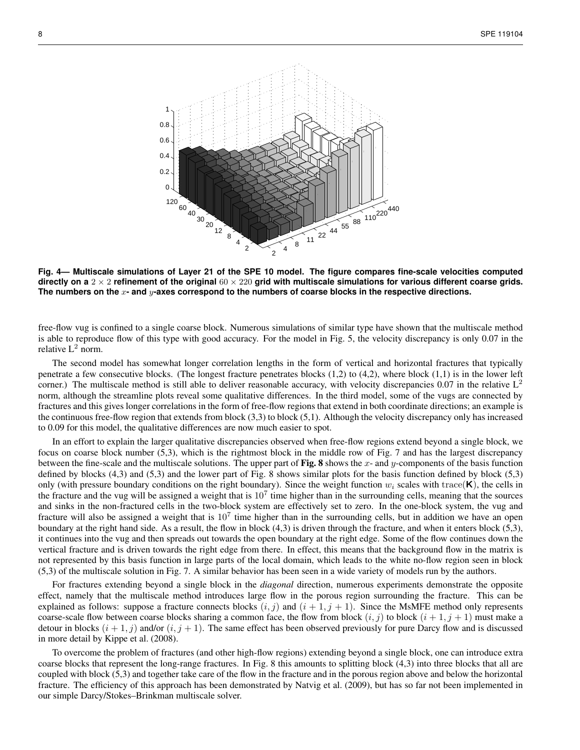**Fig. 4— Multiscale simulations of Layer 21 of the SPE 10 model. The figure compares fine-scale velocities computed directly on a $2 \times 2$ refinement of the original $60 \times 220$ grid with multiscale simulations for various different coarse grids. The numbers on the $x$- and $y$-axes correspond to the numbers of coarse blocks in the respective directions.**

free-flow vug is confined to a single coarse block. Numerous simulations of similar type have shown that the multiscale method is able to reproduce flow of this type with good accuracy. For the model in Fig. 5, the velocity discrepancy is only 0.07 in the relative $L^2$ norm.

The second model has somewhat longer correlation lengths in the form of vertical and horizontal fractures that typically penetrate a few consecutive blocks. (The longest fracture penetrates blocks (1,2) to (4,2), where block (1,1) is in the lower left corner.) The multiscale method is still able to deliver reasonable accuracy, with velocity discrepancies 0.07 in the relative $L^2$ norm, although the streamline plots reveal some qualitative differences. In the third model, some of the vugs are connected by fractures and this gives longer correlations in the form of free-flow regions that extend in both coordinate directions; an example is the continuous free-flow region that extends from block (3,3) to block (5,1). Although the velocity discrepancy only has increased to 0.09 for this model, the qualitative differences are now much easier to spot.

In an effort to explain the larger qualitative discrepancies observed when free-flow regions extend beyond a single block, we focus on coarse block number (5,3), which is the rightmost block in the middle row of Fig. 7 and has the largest discrepancy between the fine-scale and the multiscale solutions. The upper part of **Fig. 8** shows the $x$- and $y$-components of the basis function defined by blocks (4,3) and (5,3) and the lower part of Fig. 8 shows similar plots for the basis function defined by block (5,3) only (with pressure boundary conditions on the right boundary). Since the weight function $w_i$ scales with $\mathrm{trace}(\mathbf{K})$, the cells in the fracture and the vug will be assigned a weight that is $10^7$ time higher than in the surrounding cells, meaning that the sources and sinks in the non-fractured cells in the two-block system are effectively set to zero. In the one-block system, the vug and fracture will also be assigned a weight that is $10^7$ time higher than in the surrounding cells, but in addition we have an open boundary at the right hand side. As a result, the flow in block (4,3) is driven through the fracture, and when it enters block (5,3), it continues into the vug and then spreads out towards the open boundary at the right edge. Some of the flow continues down the vertical fracture and is driven towards the right edge from there. In effect, this means that the background flow in the matrix is not represented by this basis function in large parts of the local domain, which leads to the white no-flow region seen in block (5,3) of the multiscale solution in Fig. 7. A similar behavior has been seen in a wide variety of models run by the authors.

For fractures extending beyond a single block in the *diagonal* direction, numerous experiments demonstrate the opposite effect, namely that the multiscale method introduces large flow in the porous region surrounding the fracture. This can be explained as follows: suppose a fracture connects blocks $(i, j)$ and $(i + 1, j + 1)$. Since the MsMFE method only represents coarse-scale flow between coarse blocks sharing a common face, the flow from block $(i, j)$ to block $(i + 1, j + 1)$ must make a detour in blocks $(i + 1, j)$ and/or $(i, j + 1)$. The same effect has been observed previously for pure Darcy flow and is discussed in more detail by Kippe et al. (2008).

To overcome the problem of fractures (and other high-flow regions) extending beyond a single block, one can introduce extra coarse blocks that represent the long-range fractures. In Fig. 8 this amounts to splitting block (4,3) into three blocks that all are coupled with block (5,3) and together take care of the flow in the fracture and in the porous region above and below the horizontal fracture. The efficiency of this approach has been demonstrated by Natvig et al. (2009), but has so far not been implemented in our simple Darcy/Stokes–Brinkman multiscale solver.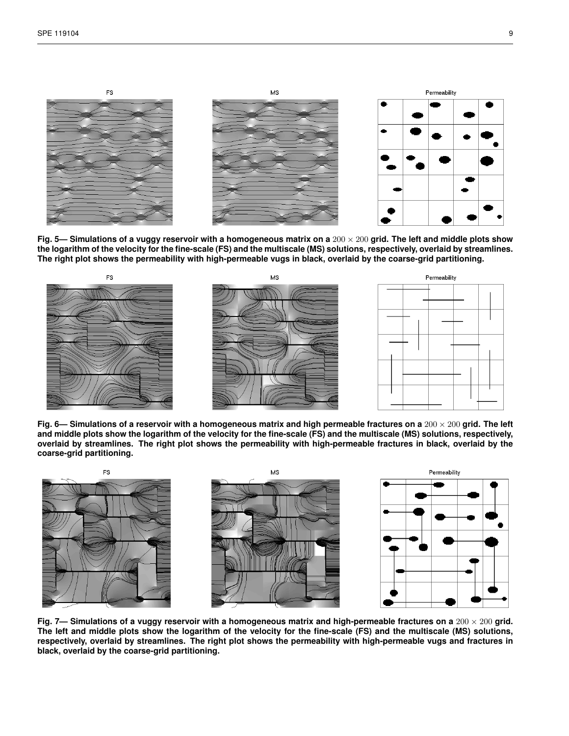FS MS Permeability

**Fig. 5— Simulations of a vuggy reservoir with a homogeneous matrix on a $200 \times 200$ grid. The left and middle plots show the logarithm of the velocity for the fine-scale (FS) and the multiscale (MS) solutions, respectively, overlaid by streamlines. The right plot shows the permeability with high-permeable vugs in black, overlaid by the coarse-grid partitioning.**

FS MS Permeability

**Fig. 6— Simulations of a reservoir with a homogeneous matrix and high permeable fractures on a $200 \times 200$ grid. The left and middle plots show the logarithm of the velocity for the fine-scale (FS) and the multiscale (MS) solutions, respectively, overlaid by streamlines. The right plot shows the permeability with high-permeable fractures in black, overlaid by the coarse-grid partitioning.**

FS MS Permeability

**Fig. 7— Simulations of a vuggy reservoir with a homogeneous matrix and high-permeable fractures on a $200 \times 200$ grid. The left and middle plots show the logarithm of the velocity for the fine-scale (FS) and the multiscale (MS) solutions, respectively, overlaid by streamlines. The right plot shows the permeability with high-permeable vugs and fractures in black, overlaid by the coarse-grid partitioning.**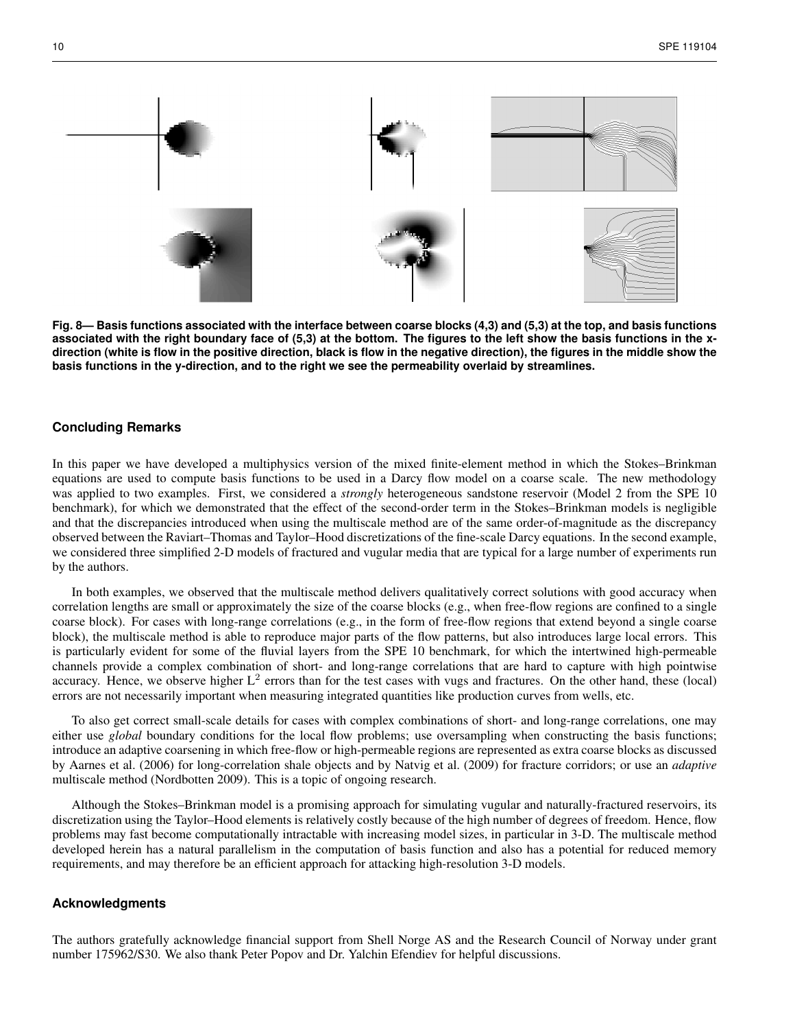Fig. 8— Basis functions associated with the interface between coarse blocks (4,3) and (5,3) at the top, and basis functions associated with the right boundary face of (5,3) at the bottom. The figures to the left show the basis functions in the x-direction (white is flow in the positive direction, black is flow in the negative direction), the figures in the middle show the basis functions in the y-direction, and to the right we see the permeability overlaid by streamlines.

## Concluding Remarks

In this paper we have developed a multiphysics version of the mixed finite-element method in which the Stokes–Brinkman equations are used to compute basis functions to be used in a Darcy flow model on a coarse scale. The new methodology was applied to two examples. First, we considered a *strongly* heterogeneous sandstone reservoir (Model 2 from the SPE 10 benchmark), for which we demonstrated that the effect of the second-order term in the Stokes–Brinkman models is negligible and that the discrepancies introduced when using the multiscale method are of the same order-of-magnitude as the discrepancy observed between the Raviart–Thomas and Taylor–Hood discretizations of the fine-scale Darcy equations. In the second example, we considered three simplified 2-D models of fractured and vugular media that are typical for a large number of experiments run by the authors.

In both examples, we observed that the multiscale method delivers qualitatively correct solutions with good accuracy when correlation lengths are small or approximately the size of the coarse blocks (e.g., when free-flow regions are confined to a single coarse block). For cases with long-range correlations (e.g., in the form of free-flow regions that extend beyond a single coarse block), the multiscale method is able to reproduce major parts of the flow patterns, but also introduces large local errors. This is particularly evident for some of the fluvial layers from the SPE 10 benchmark, for which the intertwined high-permeable channels provide a complex combination of short- and long-range correlations that are hard to capture with high pointwise accuracy. Hence, we observe higher $L^2$ errors than for the test cases with vugs and fractures. On the other hand, these (local) errors are not necessarily important when measuring integrated quantities like production curves from wells, etc.

To also get correct small-scale details for cases with complex combinations of short- and long-range correlations, one may either use *global* boundary conditions for the local flow problems; use oversampling when constructing the basis functions; introduce an adaptive coarsening in which free-flow or high-permeable regions are represented as extra coarse blocks as discussed by Aarnes et al. (2006) for long-correlation shale objects and by Natvig et al. (2009) for fracture corridors; or use an *adaptive* multiscale method (Nordbotten 2009). This is a topic of ongoing research.

Although the Stokes–Brinkman model is a promising approach for simulating vugular and naturally-fractured reservoirs, its discretization using the Taylor–Hood elements is relatively costly because of the high number of degrees of freedom. Hence, flow problems may fast become computationally intractable with increasing model sizes, in particular in 3-D. The multiscale method developed herein has a natural parallelism in the computation of basis function and also has a potential for reduced memory requirements, and may therefore be an efficient approach for attacking high-resolution 3-D models.

## Acknowledgments

The authors gratefully acknowledge financial support from Shell Norge AS and the Research Council of Norway under grant number 175962/S30. We also thank Peter Popov and Dr. Yalchin Efendiev for helpful discussions.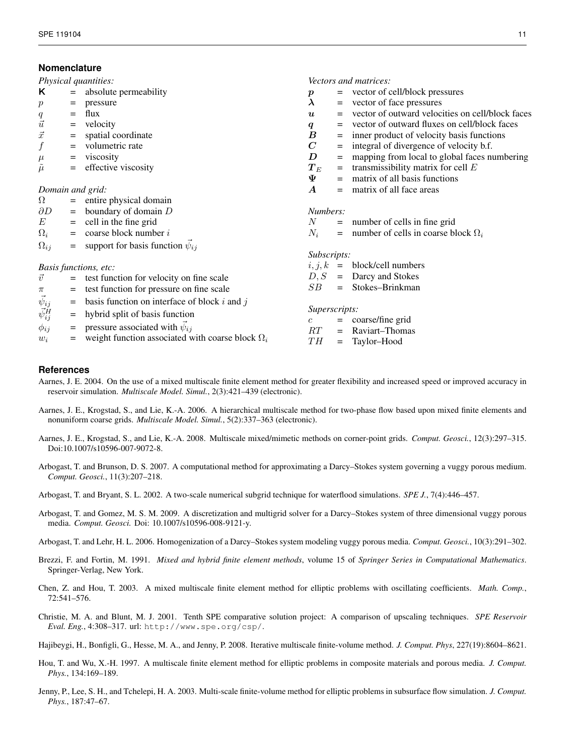## Nomenclature

*Physical quantities:*

| | | |
|---|---|---|
| $\mathbf{K}$ | = | absolute permeability |
| $p$ | = | pressure |
| $q$ | = | flux |
| $\vec{u}$ | = | velocity |
| $\vec{x}$ | = | spatial coordinate |
| $f$ | = | volumetric rate |
| $\mu$ | = | viscosity |
| $\tilde{\mu}$ | = | effective viscosity |

*Domain and grid:*

| | | |
|---|---|---|
| $\Omega$ | = | entire physical domain |
| $\partial D$ | = | boundary of domain $D$ |
| $E$ | = | cell in the fine grid |
| $\Omega_i$ | = | coarse block number $i$ |
| $\Omega_{ij}$ | = | support for basis function $\vec{\psi}_{ij}$ |

*Basis functions, etc:*

| | | |
|---|---|---|
| $\vec{v}$ | = | test function for velocity on fine scale |
| $\pi$ | = | test function for pressure on fine scale |
| $\vec{\psi}_{ij}$ | = | basis function on interface of block $i$ and $j$ |
| $\vec{\psi}_{ij}^H$ | = | hybrid split of basis function |
| $\phi_{ij}$ | = | pressure associated with $\vec{\psi}_{ij}$ |
| $w_i$ | = | weight function associated with coarse block $\Omega_i$ |

*Vectors and matrices:*

| | | |
|---|---|---|
| $\boldsymbol{p}$ | = | vector of cell/block pressures |
| $\boldsymbol{\lambda}$ | = | vector of face pressures |
| $\boldsymbol{u}$ | = | vector of outward velocities on cell/block faces |
| $\boldsymbol{q}$ | = | vector of outward fluxes on cell/block faces |
| $\boldsymbol{B}$ | = | inner product of velocity basis functions |
| $\boldsymbol{C}$ | = | integral of divergence of velocity b.f. |
| $\boldsymbol{D}$ | = | mapping from local to global faces numbering |
| $\boldsymbol{T}_E$ | = | transmissibility matrix for cell $E$ |
| $\boldsymbol{\Psi}$ | = | matrix of all basis functions |
| $\boldsymbol{A}$ | = | matrix of all face areas |

*Numbers:*

| | | |
|---|---|---|
| $N$ | = | number of cells in fine grid |
| $N_i$ | = | number of cells in coarse block $\Omega_i$ |

*Subscripts:*

| | | |
|---|---|---|
| $i, j, k$ | = | block/cell numbers |
| $D, S$ | = | Darcy and Stokes |
| $SB$ | = | Stokes–Brinkman |

*Superscripts:*

| | | |
|---|---|---|
| $c$ | = | coarse/fine grid |
| $RT$ | = | Raviart–Thomas |
| $TH$ | = | Taylor–Hood |

## References

Aarnes, J. E. 2004. On the use of a mixed multiscale finite element method for greater flexibility and increased speed or improved accuracy in reservoir simulation. *Multiscale Model. Simul.*, 2(3):421–439 (electronic).

Aarnes, J. E., Krogstad, S., and Lie, K.-A. 2006. A hierarchical multiscale method for two-phase flow based upon mixed finite elements and nonuniform coarse grids. *Multiscale Model. Simul.*, 5(2):337–363 (electronic).

Aarnes, J. E., Krogstad, S., and Lie, K.-A. 2008. Multiscale mixed/mimetic methods on corner-point grids. *Comput. Geosci.*, 12(3):297–315. Doi:10.1007/s10596-007-9072-8.

Arbogast, T. and Brunson, D. S. 2007. A computational method for approximating a Darcy–Stokes system governing a vuggy porous medium. *Comput. Geosci.*, 11(3):207–218.

Arbogast, T. and Bryant, S. L. 2002. A two-scale numerical subgrid technique for waterflood simulations. *SPE J.*, 7(4):446–457.

Arbogast, T. and Gomez, M. S. M. 2009. A discretization and multigrid solver for a Darcy–Stokes system of three dimensional vuggy porous media. *Comput. Geosci.* Doi: 10.1007/s10596-008-9121-y.

Arbogast, T. and Lehr, H. L. 2006. Homogenization of a Darcy–Stokes system modeling vuggy porous media. *Comput. Geosci.*, 10(3):291–302.

Brezzi, F. and Fortin, M. 1991. *Mixed and hybrid finite element methods*, volume 15 of *Springer Series in Computational Mathematics*. Springer-Verlag, New York.

Chen, Z. and Hou, T. 2003. A mixed multiscale finite element method for elliptic problems with oscillating coefficients. *Math. Comp.*, 72:541–576.

Christie, M. A. and Blunt, M. J. 2001. Tenth SPE comparative solution project: A comparison of upscaling techniques. *SPE Reservoir Eval. Eng.*, 4:308–317. url: http://www.spe.org/csp/.

Hajibeygi, H., Bonfigli, G., Hesse, M. A., and Jenny, P. 2008. Iterative multiscale finite-volume method. *J. Comput. Phys*, 227(19):8604–8621.

Hou, T. and Wu, X.-H. 1997. A multiscale finite element method for elliptic problems in composite materials and porous media. *J. Comput. Phys.*, 134:169–189.

Jenny, P., Lee, S. H., and Tchelepi, H. A. 2003. Multi-scale finite-volume method for elliptic problems in subsurface flow simulation. *J. Comput. Phys.*, 187:47–67.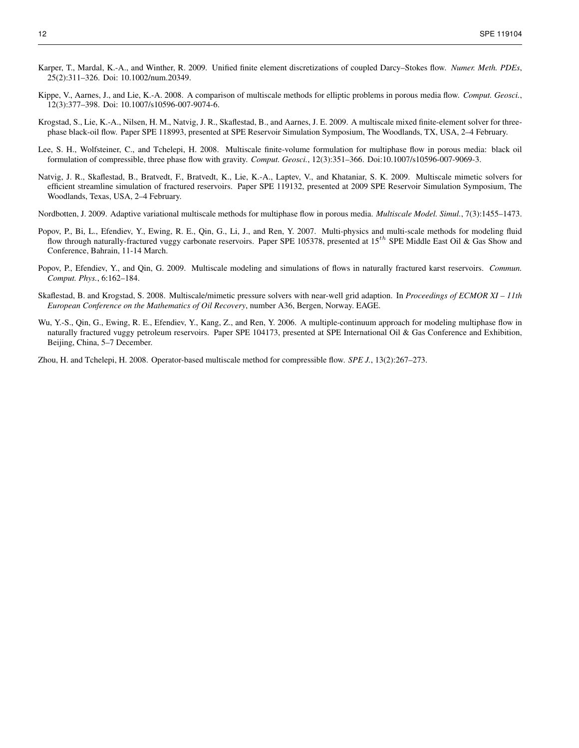Karper, T., Mardal, K.-A., and Winther, R. 2009. Unified finite element discretizations of coupled Darcy–Stokes flow. *Numer. Meth. PDEs*, 25(2):311–326. Doi: 10.1002/num.20349.

Kippe, V., Aarnes, J., and Lie, K.-A. 2008. A comparison of multiscale methods for elliptic problems in porous media flow. *Comput. Geosci.*, 12(3):377–398. Doi: 10.1007/s10596-007-9074-6.

Krogstad, S., Lie, K.-A., Nilsen, H. M., Natvig, J. R., Skaflestad, B., and Aarnes, J. E. 2009. A multiscale mixed finite-element solver for three-phase black-oil flow. Paper SPE 118993, presented at SPE Reservoir Simulation Symposium, The Woodlands, TX, USA, 2–4 February.

Lee, S. H., Wolfsteiner, C., and Tchelepi, H. 2008. Multiscale finite-volume formulation for multiphase flow in porous media: black oil formulation of compressible, three phase flow with gravity. *Comput. Geosci.*, 12(3):351–366. Doi:10.1007/s10596-007-9069-3.

Natvig, J. R., Skaflestad, B., Bratvedt, F., Bratvedt, K., Lie, K.-A., Laptev, V., and Khataniar, S. K. 2009. Multiscale mimetic solvers for efficient streamline simulation of fractured reservoirs. Paper SPE 119132, presented at 2009 SPE Reservoir Simulation Symposium, The Woodlands, Texas, USA, 2–4 February.

Nordbotten, J. 2009. Adaptive variational multiscale methods for multiphase flow in porous media. *Multiscale Model. Simul.*, 7(3):1455–1473.

Popov, P., Bi, L., Efendiev, Y., Ewing, R. E., Qin, G., Li, J., and Ren, Y. 2007. Multi-physics and multi-scale methods for modeling fluid flow through naturally-fractured vuggy carbonate reservoirs. Paper SPE 105378, presented at $15^{th}$ SPE Middle East Oil & Gas Show and Conference, Bahrain, 11-14 March.

Popov, P., Efendiev, Y., and Qin, G. 2009. Multiscale modeling and simulations of flows in naturally fractured karst reservoirs. *Commun. Comput. Phys.*, 6:162–184.

Skaflestad, B. and Krogstad, S. 2008. Multiscale/mimetic pressure solvers with near-well grid adaption. In *Proceedings of ECMOR XI – 11th European Conference on the Mathematics of Oil Recovery*, number A36, Bergen, Norway. EAGE.

Wu, Y.-S., Qin, G., Ewing, R. E., Efendiev, Y., Kang, Z., and Ren, Y. 2006. A multiple-continuum approach for modeling multiphase flow in naturally fractured vuggy petroleum reservoirs. Paper SPE 104173, presented at SPE International Oil & Gas Conference and Exhibition, Beijing, China, 5–7 December.

Zhou, H. and Tchelepi, H. 2008. Operator-based multiscale method for compressible flow. *SPE J.*, 13(2):267–273.